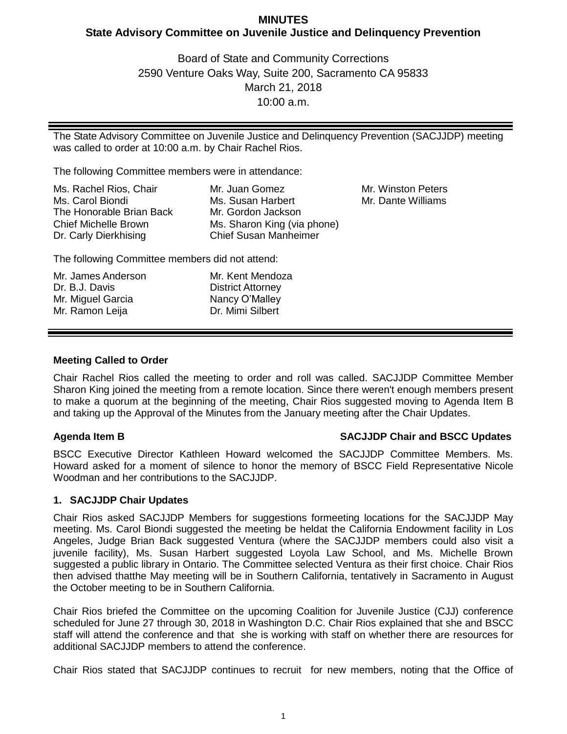# MINUTES
## State Advisory Committee on Juvenile Justice and Delinquency Prevention

Board of State and Community Corrections
2590 Venture Oaks Way, Suite 200, Sacramento CA 95833
March 21, 2018
10:00 a.m.

---

The State Advisory Committee on Juvenile Justice and Delinquency Prevention (SACJJDP) meeting was called to order at 10:00 a.m. by Chair Rachel Rios.

The following Committee members were in attendance:

Ms. Rachel Rios, Chair
Ms. Carol Biondi
The Honorable Brian Back
Chief Michelle Brown
Dr. Carly Dierkhising
Mr. Juan Gomez
Ms. Susan Harbert
Mr. Gordon Jackson
Ms. Sharon King (via phone)
Chief Susan Manheimer
Mr. Winston Peters
Mr. Dante Williams

The following Committee members did not attend:

Mr. James Anderson
Dr. B.J. Davis
Mr. Miguel Garcia
Mr. Ramon Leija
Mr. Kent Mendoza
District Attorney Nancy O'Malley
Dr. Mimi Silbert

---

**Meeting Called to Order**

Chair Rachel Rios called the meeting to order and roll was called. SACJJDP Committee Member Sharon King joined the meeting from a remote location. Since there weren't enough members present to make a quorum at the beginning of the meeting, Chair Rios suggested moving to Agenda Item B and taking up the Approval of the Minutes from the January meeting after the Chair Updates.

**Agenda Item B — SACJJDP Chair and BSCC Updates**

BSCC Executive Director Kathleen Howard welcomed the SACJJDP Committee Members. Ms. Howard asked for a moment of silence to honor the memory of BSCC Field Representative Nicole Woodman and her contributions to the SACJJDP.

**1. SACJJDP Chair Updates**

Chair Rios asked SACJJDP Members for suggestions formeeting locations for the SACJJDP May meeting. Ms. Carol Biondi suggested the meeting be heldat the California Endowment facility in Los Angeles, Judge Brian Back suggested Ventura (where the SACJJDP members could also visit a juvenile facility), Ms. Susan Harbert suggested Loyola Law School, and Ms. Michelle Brown suggested a public library in Ontario. The Committee selected Ventura as their first choice. Chair Rios then advised thatthe May meeting will be in Southern California, tentatively in Sacramento in August the October meeting to be in Southern California.

Chair Rios briefed the Committee on the upcoming Coalition for Juvenile Justice (CJJ) conference scheduled for June 27 through 30, 2018 in Washington D.C. Chair Rios explained that she and BSCC staff will attend the conference and that she is working with staff on whether there are resources for additional SACJJDP members to attend the conference.

Chair Rios stated that SACJJDP continues to recruit for new members, noting that the Office of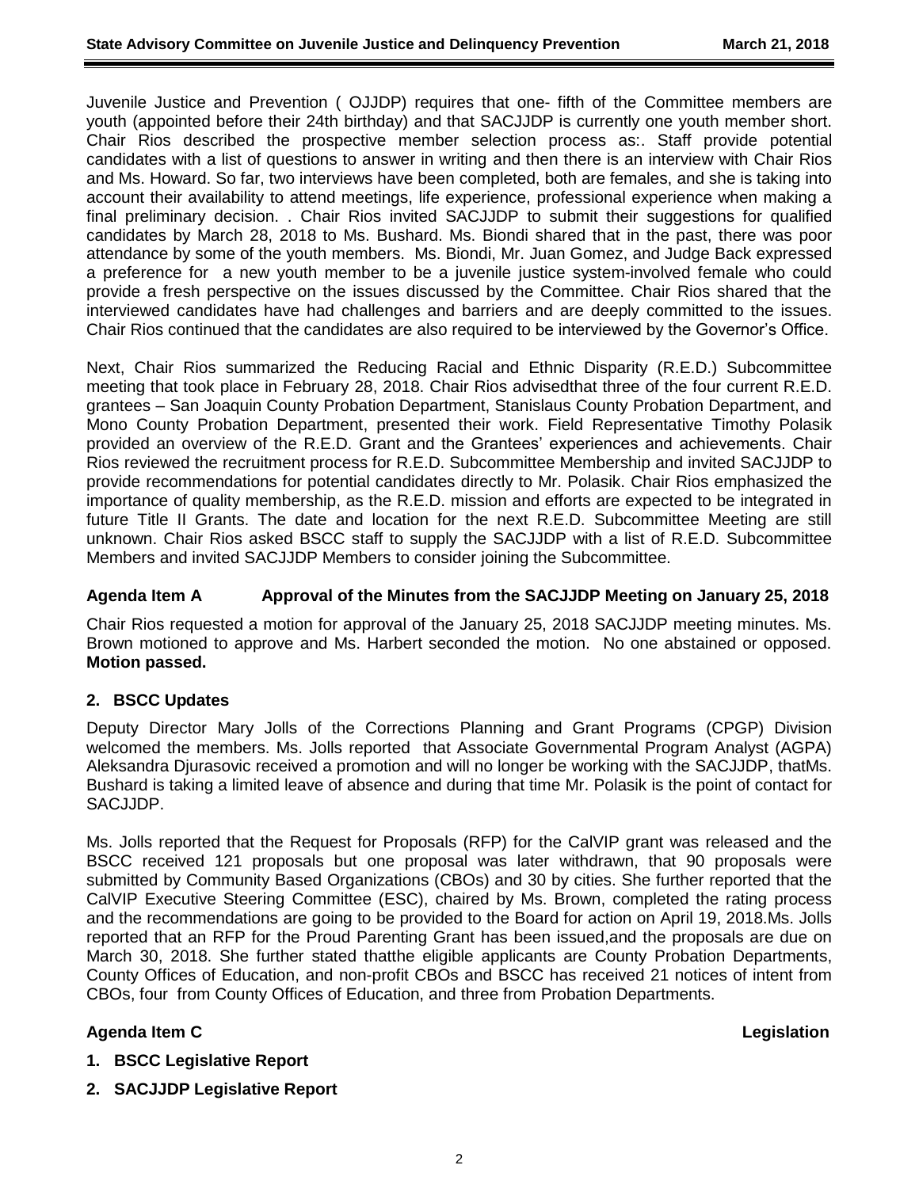Juvenile Justice and Prevention ( OJJDP) requires that one- fifth of the Committee members are youth (appointed before their 24th birthday) and that SACJJDP is currently one youth member short. Chair Rios described the prospective member selection process as:. Staff provide potential candidates with a list of questions to answer in writing and then there is an interview with Chair Rios and Ms. Howard. So far, two interviews have been completed, both are females, and she is taking into account their availability to attend meetings, life experience, professional experience when making a final preliminary decision. . Chair Rios invited SACJJDP to submit their suggestions for qualified candidates by March 28, 2018 to Ms. Bushard. Ms. Biondi shared that in the past, there was poor attendance by some of the youth members. Ms. Biondi, Mr. Juan Gomez, and Judge Back expressed a preference for a new youth member to be a juvenile justice system-involved female who could provide a fresh perspective on the issues discussed by the Committee. Chair Rios shared that the interviewed candidates have had challenges and barriers and are deeply committed to the issues. Chair Rios continued that the candidates are also required to be interviewed by the Governor's Office.

Next, Chair Rios summarized the Reducing Racial and Ethnic Disparity (R.E.D.) Subcommittee meeting that took place in February 28, 2018. Chair Rios advisedthat three of the four current R.E.D. grantees – San Joaquin County Probation Department, Stanislaus County Probation Department, and Mono County Probation Department, presented their work. Field Representative Timothy Polasik provided an overview of the R.E.D. Grant and the Grantees' experiences and achievements. Chair Rios reviewed the recruitment process for R.E.D. Subcommittee Membership and invited SACJJDP to provide recommendations for potential candidates directly to Mr. Polasik. Chair Rios emphasized the importance of quality membership, as the R.E.D. mission and efforts are expected to be integrated in future Title II Grants. The date and location for the next R.E.D. Subcommittee Meeting are still unknown. Chair Rios asked BSCC staff to supply the SACJJDP with a list of R.E.D. Subcommittee Members and invited SACJJDP Members to consider joining the Subcommittee.

**Agenda Item A Approval of the Minutes from the SACJJDP Meeting on January 25, 2018**

Chair Rios requested a motion for approval of the January 25, 2018 SACJJDP meeting minutes. Ms. Brown motioned to approve and Ms. Harbert seconded the motion. No one abstained or opposed. **Motion passed.**

**2. BSCC Updates**

Deputy Director Mary Jolls of the Corrections Planning and Grant Programs (CPGP) Division welcomed the members. Ms. Jolls reported that Associate Governmental Program Analyst (AGPA) Aleksandra Djurasovic received a promotion and will no longer be working with the SACJJDP, thatMs. Bushard is taking a limited leave of absence and during that time Mr. Polasik is the point of contact for SACJJDP.

Ms. Jolls reported that the Request for Proposals (RFP) for the CalVIP grant was released and the BSCC received 121 proposals but one proposal was later withdrawn, that 90 proposals were submitted by Community Based Organizations (CBOs) and 30 by cities. She further reported that the CalVIP Executive Steering Committee (ESC), chaired by Ms. Brown, completed the rating process and the recommendations are going to be provided to the Board for action on April 19, 2018.Ms. Jolls reported that an RFP for the Proud Parenting Grant has been issued,and the proposals are due on March 30, 2018. She further stated thatthe eligible applicants are County Probation Departments, County Offices of Education, and non-profit CBOs and BSCC has received 21 notices of intent from CBOs, four from County Offices of Education, and three from Probation Departments.

**Agenda Item C Legislation**

1. **BSCC Legislative Report**
2. **SACJJDP Legislative Report**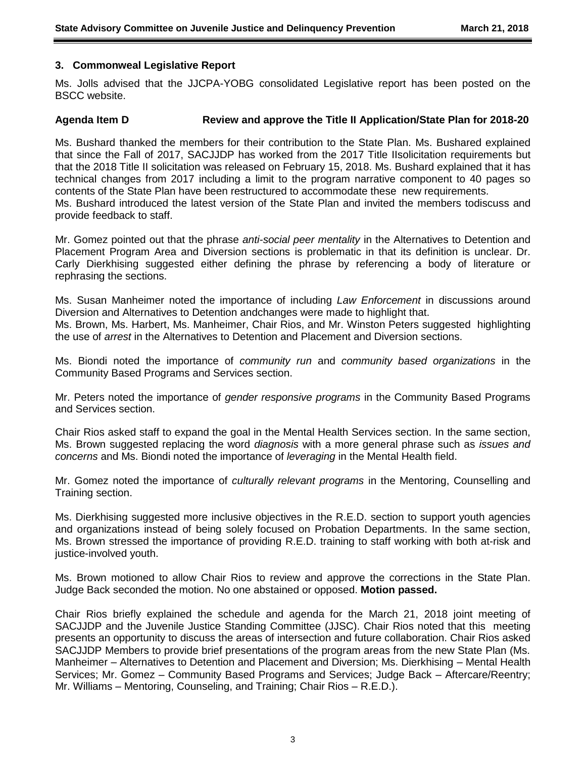### 3. Commonweal Legislative Report

Ms. Jolls advised that the JJCPA-YOBG consolidated Legislative report has been posted on the BSCC website.

### Agenda Item D Review and approve the Title II Application/State Plan for 2018-20

Ms. Bushard thanked the members for their contribution to the State Plan. Ms. Bushared explained that since the Fall of 2017, SACJJDP has worked from the 2017 Title IIsolicitation requirements but that the 2018 Title II solicitation was released on February 15, 2018. Ms. Bushard explained that it has technical changes from 2017 including a limit to the program narrative component to 40 pages so contents of the State Plan have been restructured to accommodate these new requirements.
Ms. Bushard introduced the latest version of the State Plan and invited the members todiscuss and provide feedback to staff.

Mr. Gomez pointed out that the phrase *anti-social peer mentality* in the Alternatives to Detention and Placement Program Area and Diversion sections is problematic in that its definition is unclear. Dr. Carly Dierkhising suggested either defining the phrase by referencing a body of literature or rephrasing the sections.

Ms. Susan Manheimer noted the importance of including *Law Enforcement* in discussions around Diversion and Alternatives to Detention andchanges were made to highlight that.
Ms. Brown, Ms. Harbert, Ms. Manheimer, Chair Rios, and Mr. Winston Peters suggested highlighting the use of *arrest* in the Alternatives to Detention and Placement and Diversion sections.

Ms. Biondi noted the importance of *community run* and *community based organizations* in the Community Based Programs and Services section.

Mr. Peters noted the importance of *gender responsive programs* in the Community Based Programs and Services section.

Chair Rios asked staff to expand the goal in the Mental Health Services section. In the same section, Ms. Brown suggested replacing the word *diagnosis* with a more general phrase such as *issues and concerns* and Ms. Biondi noted the importance of *leveraging* in the Mental Health field.

Mr. Gomez noted the importance of *culturally relevant programs* in the Mentoring, Counselling and Training section.

Ms. Dierkhising suggested more inclusive objectives in the R.E.D. section to support youth agencies and organizations instead of being solely focused on Probation Departments. In the same section, Ms. Brown stressed the importance of providing R.E.D. training to staff working with both at-risk and justice-involved youth.

Ms. Brown motioned to allow Chair Rios to review and approve the corrections in the State Plan. Judge Back seconded the motion. No one abstained or opposed. **Motion passed.**

Chair Rios briefly explained the schedule and agenda for the March 21, 2018 joint meeting of SACJJDP and the Juvenile Justice Standing Committee (JJSC). Chair Rios noted that this meeting presents an opportunity to discuss the areas of intersection and future collaboration. Chair Rios asked SACJJDP Members to provide brief presentations of the program areas from the new State Plan (Ms. Manheimer – Alternatives to Detention and Placement and Diversion; Ms. Dierkhising – Mental Health Services; Mr. Gomez – Community Based Programs and Services; Judge Back – Aftercare/Reentry; Mr. Williams – Mentoring, Counseling, and Training; Chair Rios – R.E.D.).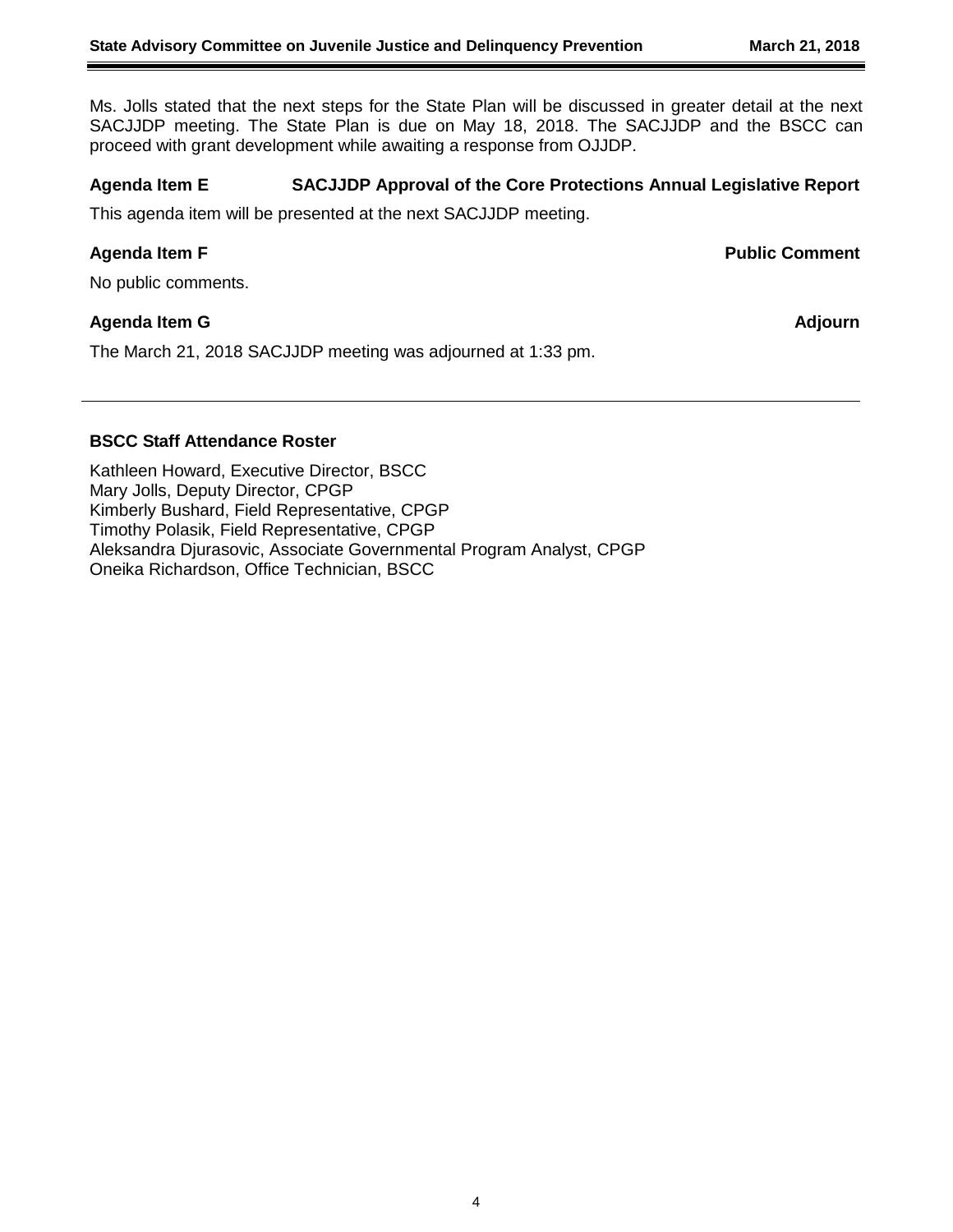Ms. Jolls stated that the next steps for the State Plan will be discussed in greater detail at the next SACJJDP meeting. The State Plan is due on May 18, 2018. The SACJJDP and the BSCC can proceed with grant development while awaiting a response from OJJDP.

**Agenda Item E SACJJDP Approval of the Core Protections Annual Legislative Report**

This agenda item will be presented at the next SACJJDP meeting.

**Agenda Item F Public Comment**

No public comments.

**Agenda Item G Adjourn**

The March 21, 2018 SACJJDP meeting was adjourned at 1:33 pm.

---

**BSCC Staff Attendance Roster**

Kathleen Howard, Executive Director, BSCC
Mary Jolls, Deputy Director, CPGP
Kimberly Bushard, Field Representative, CPGP
Timothy Polasik, Field Representative, CPGP
Aleksandra Djurasovic, Associate Governmental Program Analyst, CPGP
Oneika Richardson, Office Technician, BSCC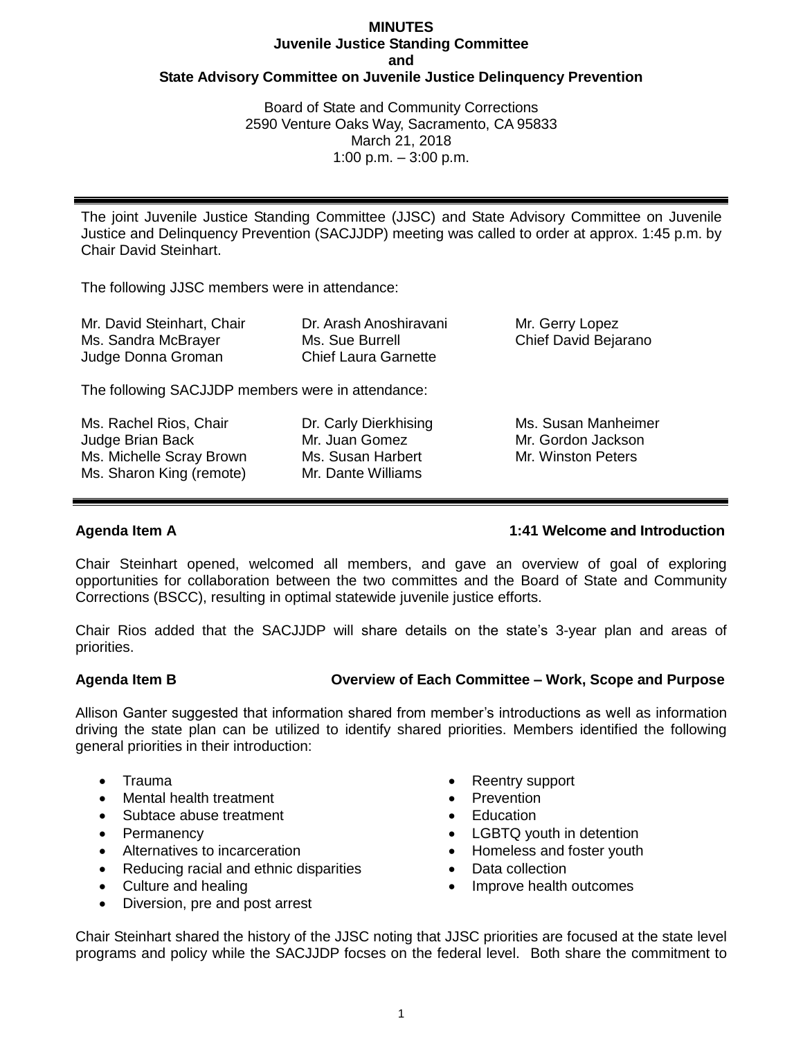**MINUTES**
**Juvenile Justice Standing Committee**
**and**
**State Advisory Committee on Juvenile Justice Delinquency Prevention**

Board of State and Community Corrections
2590 Venture Oaks Way, Sacramento, CA 95833
March 21, 2018
1:00 p.m. – 3:00 p.m.

---

The joint Juvenile Justice Standing Committee (JJSC) and State Advisory Committee on Juvenile Justice and Delinquency Prevention (SACJJDP) meeting was called to order at approx. 1:45 p.m. by Chair David Steinhart.

The following JJSC members were in attendance:

Mr. David Steinhart, Chair
Ms. Sandra McBrayer
Judge Donna Groman
Dr. Arash Anoshiravani
Ms. Sue Burrell
Chief Laura Garnette
Mr. Gerry Lopez
Chief David Bejarano

The following SACJJDP members were in attendance:

Ms. Rachel Rios, Chair
Judge Brian Back
Ms. Michelle Scray Brown
Ms. Sharon King (remote)
Dr. Carly Dierkhising
Mr. Juan Gomez
Ms. Susan Harbert
Mr. Dante Williams
Ms. Susan Manheimer
Mr. Gordon Jackson
Mr. Winston Peters

---

**Agenda Item A** **1:41 Welcome and Introduction**

Chair Steinhart opened, welcomed all members, and gave an overview of goal of exploring opportunities for collaboration between the two committes and the Board of State and Community Corrections (BSCC), resulting in optimal statewide juvenile justice efforts.

Chair Rios added that the SACJJDP will share details on the state's 3-year plan and areas of priorities.

**Agenda Item B** **Overview of Each Committee – Work, Scope and Purpose**

Allison Ganter suggested that information shared from member's introductions as well as information driving the state plan can be utilized to identify shared priorities. Members identified the following general priorities in their introduction:

- Trauma
- Mental health treatment
- Subtace abuse treatment
- Permanency
- Alternatives to incarceration
- Reducing racial and ethnic disparities
- Culture and healing
- Diversion, pre and post arrest
- Reentry support
- Prevention
- Education
- LGBTQ youth in detention
- Homeless and foster youth
- Data collection
- Improve health outcomes

Chair Steinhart shared the history of the JJSC noting that JJSC priorities are focused at the state level programs and policy while the SACJJDP focses on the federal level. Both share the commitment to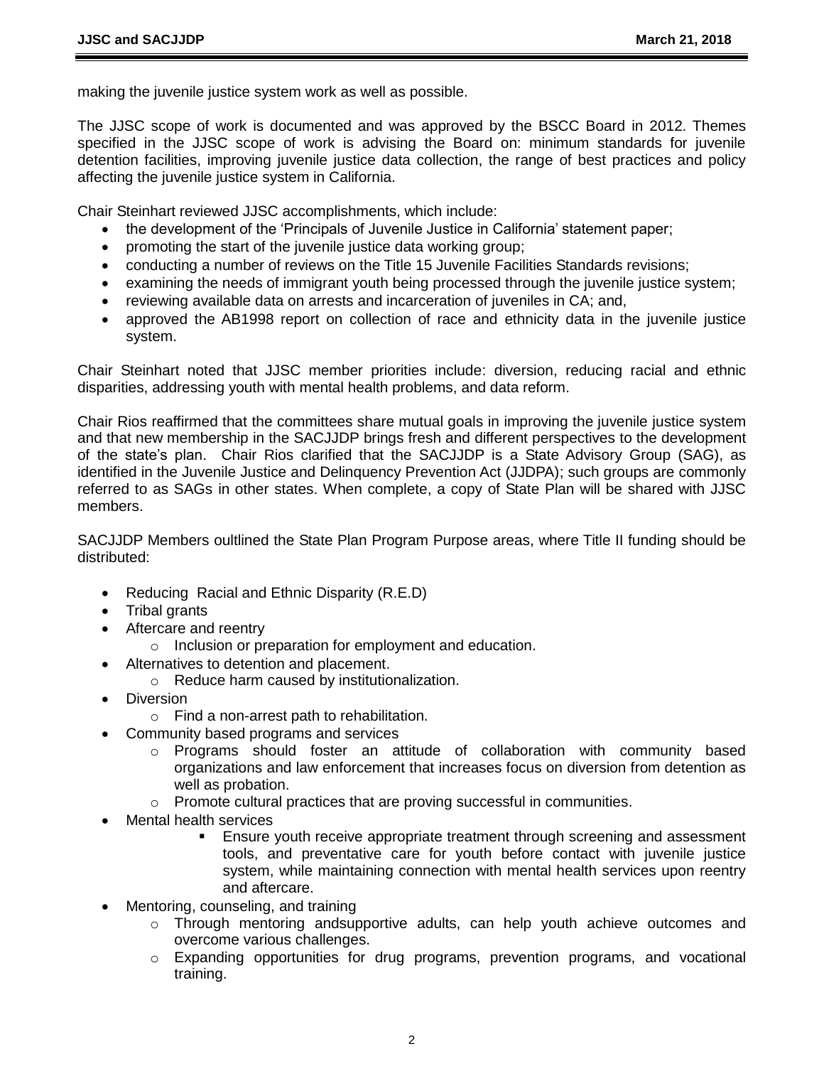making the juvenile justice system work as well as possible.

The JJSC scope of work is documented and was approved by the BSCC Board in 2012. Themes specified in the JJSC scope of work is advising the Board on: minimum standards for juvenile detention facilities, improving juvenile justice data collection, the range of best practices and policy affecting the juvenile justice system in California.

Chair Steinhart reviewed JJSC accomplishments, which include:

- the development of the 'Principals of Juvenile Justice in California' statement paper;
- promoting the start of the juvenile justice data working group;
- conducting a number of reviews on the Title 15 Juvenile Facilities Standards revisions;
- examining the needs of immigrant youth being processed through the juvenile justice system;
- reviewing available data on arrests and incarceration of juveniles in CA; and,
- approved the AB1998 report on collection of race and ethnicity data in the juvenile justice system.

Chair Steinhart noted that JJSC member priorities include: diversion, reducing racial and ethnic disparities, addressing youth with mental health problems, and data reform.

Chair Rios reaffirmed that the committees share mutual goals in improving the juvenile justice system and that new membership in the SACJJDP brings fresh and different perspectives to the development of the state's plan. Chair Rios clarified that the SACJJDP is a State Advisory Group (SAG), as identified in the Juvenile Justice and Delinquency Prevention Act (JJDPA); such groups are commonly referred to as SAGs in other states. When complete, a copy of State Plan will be shared with JJSC members.

SACJJDP Members oultlined the State Plan Program Purpose areas, where Title II funding should be distributed:

- Reducing Racial and Ethnic Disparity (R.E.D)
- Tribal grants
- Aftercare and reentry
  - Inclusion or preparation for employment and education.
- Alternatives to detention and placement.
  - Reduce harm caused by institutionalization.
- Diversion
  - Find a non-arrest path to rehabilitation.
- Community based programs and services
  - Programs should foster an attitude of collaboration with community based organizations and law enforcement that increases focus on diversion from detention as well as probation.
  - Promote cultural practices that are proving successful in communities.
- Mental health services
  - Ensure youth receive appropriate treatment through screening and assessment tools, and preventative care for youth before contact with juvenile justice system, while maintaining connection with mental health services upon reentry and aftercare.
- Mentoring, counseling, and training
  - Through mentoring andsupportive adults, can help youth achieve outcomes and overcome various challenges.
  - Expanding opportunities for drug programs, prevention programs, and vocational training.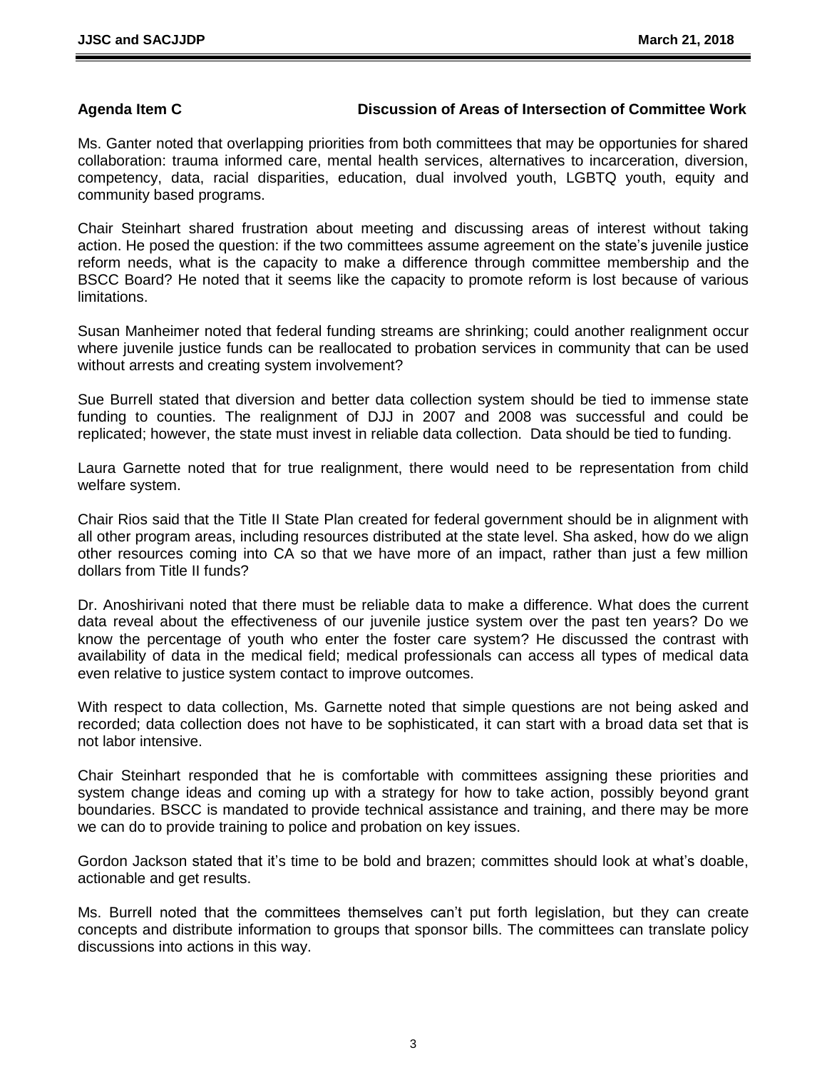**Agenda Item C Discussion of Areas of Intersection of Committee Work**

Ms. Ganter noted that overlapping priorities from both committees that may be opportunies for shared collaboration: trauma informed care, mental health services, alternatives to incarceration, diversion, competency, data, racial disparities, education, dual involved youth, LGBTQ youth, equity and community based programs.

Chair Steinhart shared frustration about meeting and discussing areas of interest without taking action. He posed the question: if the two committees assume agreement on the state's juvenile justice reform needs, what is the capacity to make a difference through committee membership and the BSCC Board? He noted that it seems like the capacity to promote reform is lost because of various limitations.

Susan Manheimer noted that federal funding streams are shrinking; could another realignment occur where juvenile justice funds can be reallocated to probation services in community that can be used without arrests and creating system involvement?

Sue Burrell stated that diversion and better data collection system should be tied to immense state funding to counties. The realignment of DJJ in 2007 and 2008 was successful and could be replicated; however, the state must invest in reliable data collection. Data should be tied to funding.

Laura Garnette noted that for true realignment, there would need to be representation from child welfare system.

Chair Rios said that the Title II State Plan created for federal government should be in alignment with all other program areas, including resources distributed at the state level. Sha asked, how do we align other resources coming into CA so that we have more of an impact, rather than just a few million dollars from Title II funds?

Dr. Anoshirivani noted that there must be reliable data to make a difference. What does the current data reveal about the effectiveness of our juvenile justice system over the past ten years? Do we know the percentage of youth who enter the foster care system? He discussed the contrast with availability of data in the medical field; medical professionals can access all types of medical data even relative to justice system contact to improve outcomes.

With respect to data collection, Ms. Garnette noted that simple questions are not being asked and recorded; data collection does not have to be sophisticated, it can start with a broad data set that is not labor intensive.

Chair Steinhart responded that he is comfortable with committees assigning these priorities and system change ideas and coming up with a strategy for how to take action, possibly beyond grant boundaries. BSCC is mandated to provide technical assistance and training, and there may be more we can do to provide training to police and probation on key issues.

Gordon Jackson stated that it's time to be bold and brazen; committes should look at what's doable, actionable and get results.

Ms. Burrell noted that the committees themselves can't put forth legislation, but they can create concepts and distribute information to groups that sponsor bills. The committees can translate policy discussions into actions in this way.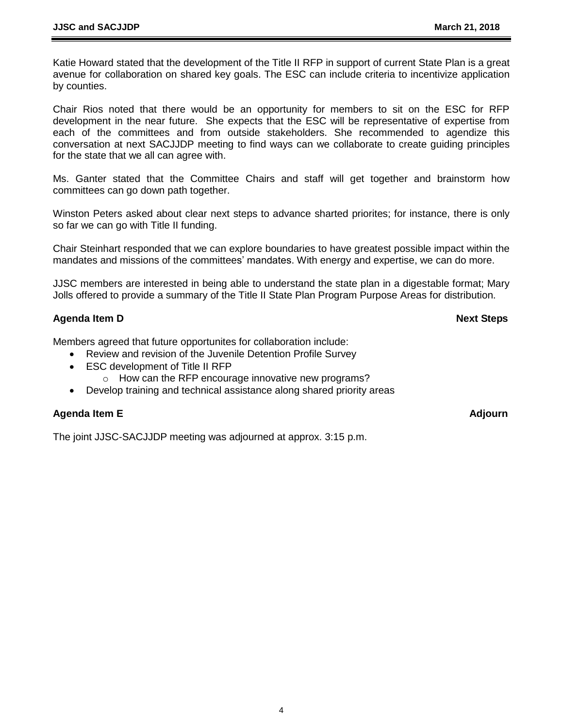Katie Howard stated that the development of the Title II RFP in support of current State Plan is a great avenue for collaboration on shared key goals. The ESC can include criteria to incentivize application by counties.

Chair Rios noted that there would be an opportunity for members to sit on the ESC for RFP development in the near future. She expects that the ESC will be representative of expertise from each of the committees and from outside stakeholders. She recommended to agendize this conversation at next SACJJDP meeting to find ways can we collaborate to create guiding principles for the state that we all can agree with.

Ms. Ganter stated that the Committee Chairs and staff will get together and brainstorm how committees can go down path together.

Winston Peters asked about clear next steps to advance sharted priorites; for instance, there is only so far we can go with Title II funding.

Chair Steinhart responded that we can explore boundaries to have greatest possible impact within the mandates and missions of the committees' mandates. With energy and expertise, we can do more.

JJSC members are interested in being able to understand the state plan in a digestable format; Mary Jolls offered to provide a summary of the Title II State Plan Program Purpose Areas for distribution.

**Agenda Item D** **Next Steps**

Members agreed that future opportunites for collaboration include:

- Review and revision of the Juvenile Detention Profile Survey
- ESC development of Title II RFP
  - How can the RFP encourage innovative new programs?
- Develop training and technical assistance along shared priority areas

**Agenda Item E** **Adjourn**

The joint JJSC-SACJJDP meeting was adjourned at approx. 3:15 p.m.